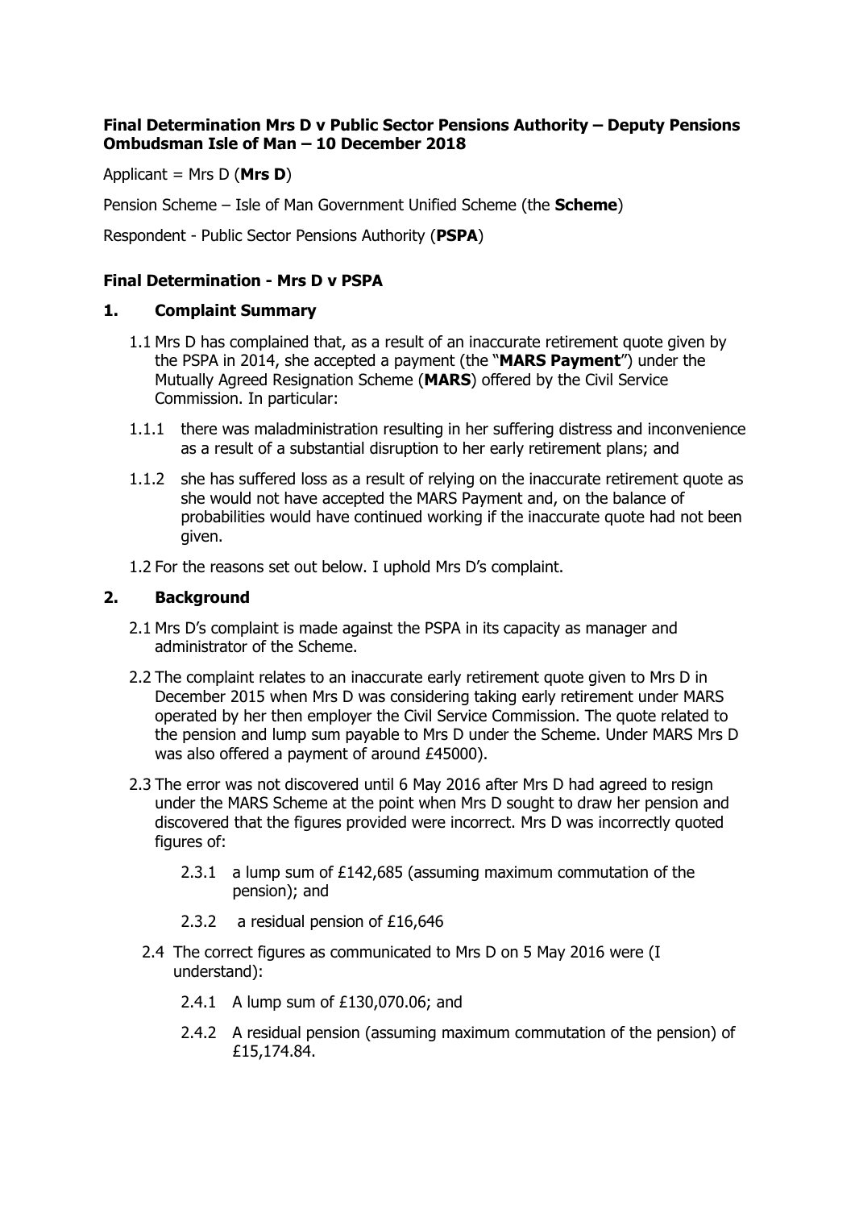**Final Determination Mrs D v Public Sector Pensions Authority – Deputy Pensions Ombudsman Isle of Man – 10 December 2018**

Applicant = Mrs D (**Mrs D**)

Pension Scheme – Isle of Man Government Unified Scheme (the **Scheme**)

Respondent - Public Sector Pensions Authority (**PSPA**)

## Final Determination - Mrs D v PSPA

## 1. Complaint Summary

1.1 Mrs D has complained that, as a result of an inaccurate retirement quote given by the PSPA in 2014, she accepted a payment (the "**MARS Payment**") under the Mutually Agreed Resignation Scheme (**MARS**) offered by the Civil Service Commission. In particular:

1.1.1 there was maladministration resulting in her suffering distress and inconvenience as a result of a substantial disruption to her early retirement plans; and

1.1.2 she has suffered loss as a result of relying on the inaccurate retirement quote as she would not have accepted the MARS Payment and, on the balance of probabilities would have continued working if the inaccurate quote had not been given.

1.2 For the reasons set out below. I uphold Mrs D's complaint.

## 2. Background

2.1 Mrs D's complaint is made against the PSPA in its capacity as manager and administrator of the Scheme.

2.2 The complaint relates to an inaccurate early retirement quote given to Mrs D in December 2015 when Mrs D was considering taking early retirement under MARS operated by her then employer the Civil Service Commission. The quote related to the pension and lump sum payable to Mrs D under the Scheme. Under MARS Mrs D was also offered a payment of around £45000).

2.3 The error was not discovered until 6 May 2016 after Mrs D had agreed to resign under the MARS Scheme at the point when Mrs D sought to draw her pension and discovered that the figures provided were incorrect. Mrs D was incorrectly quoted figures of:

2.3.1 a lump sum of £142,685 (assuming maximum commutation of the pension); and

2.3.2 a residual pension of £16,646

2.4 The correct figures as communicated to Mrs D on 5 May 2016 were (I understand):

2.4.1 A lump sum of £130,070.06; and

2.4.2 A residual pension (assuming maximum commutation of the pension) of £15,174.84.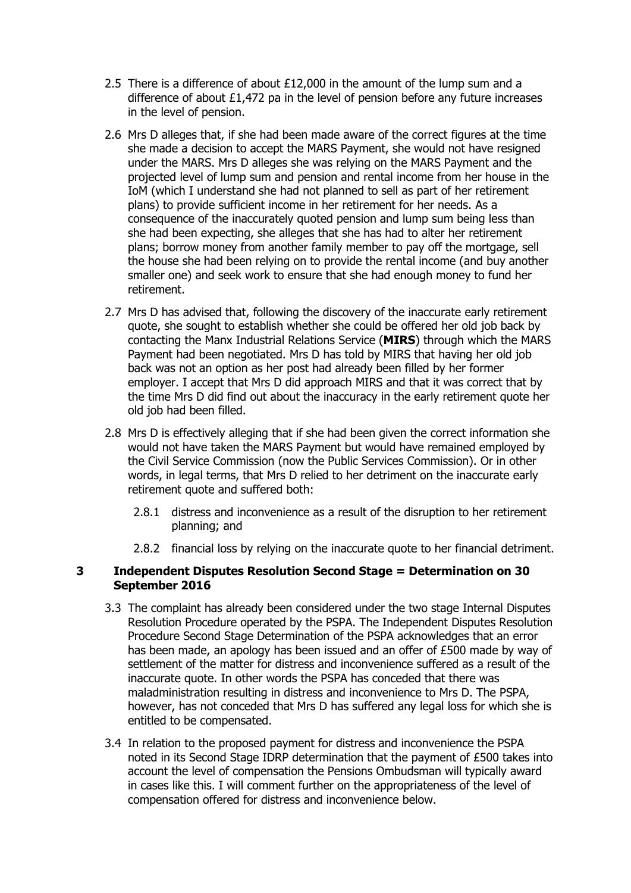2.5 There is a difference of about £12,000 in the amount of the lump sum and a difference of about £1,472 pa in the level of pension before any future increases in the level of pension.

2.6 Mrs D alleges that, if she had been made aware of the correct figures at the time she made a decision to accept the MARS Payment, she would not have resigned under the MARS. Mrs D alleges she was relying on the MARS Payment and the projected level of lump sum and pension and rental income from her house in the IoM (which I understand she had not planned to sell as part of her retirement plans) to provide sufficient income in her retirement for her needs. As a consequence of the inaccurately quoted pension and lump sum being less than she had been expecting, she alleges that she has had to alter her retirement plans; borrow money from another family member to pay off the mortgage, sell the house she had been relying on to provide the rental income (and buy another smaller one) and seek work to ensure that she had enough money to fund her retirement.

2.7 Mrs D has advised that, following the discovery of the inaccurate early retirement quote, she sought to establish whether she could be offered her old job back by contacting the Manx Industrial Relations Service (**MIRS**) through which the MARS Payment had been negotiated. Mrs D has told by MIRS that having her old job back was not an option as her post had already been filled by her former employer. I accept that Mrs D did approach MIRS and that it was correct that by the time Mrs D did find out about the inaccuracy in the early retirement quote her old job had been filled.

2.8 Mrs D is effectively alleging that if she had been given the correct information she would not have taken the MARS Payment but would have remained employed by the Civil Service Commission (now the Public Services Commission). Or in other words, in legal terms, that Mrs D relied to her detriment on the inaccurate early retirement quote and suffered both:

2.8.1 distress and inconvenience as a result of the disruption to her retirement planning; and

2.8.2 financial loss by relying on the inaccurate quote to her financial detriment.

## 3 Independent Disputes Resolution Second Stage = Determination on 30 September 2016

3.3 The complaint has already been considered under the two stage Internal Disputes Resolution Procedure operated by the PSPA. The Independent Disputes Resolution Procedure Second Stage Determination of the PSPA acknowledges that an error has been made, an apology has been issued and an offer of £500 made by way of settlement of the matter for distress and inconvenience suffered as a result of the inaccurate quote. In other words the PSPA has conceded that there was maladministration resulting in distress and inconvenience to Mrs D. The PSPA, however, has not conceded that Mrs D has suffered any legal loss for which she is entitled to be compensated.

3.4 In relation to the proposed payment for distress and inconvenience the PSPA noted in its Second Stage IDRP determination that the payment of £500 takes into account the level of compensation the Pensions Ombudsman will typically award in cases like this. I will comment further on the appropriateness of the level of compensation offered for distress and inconvenience below.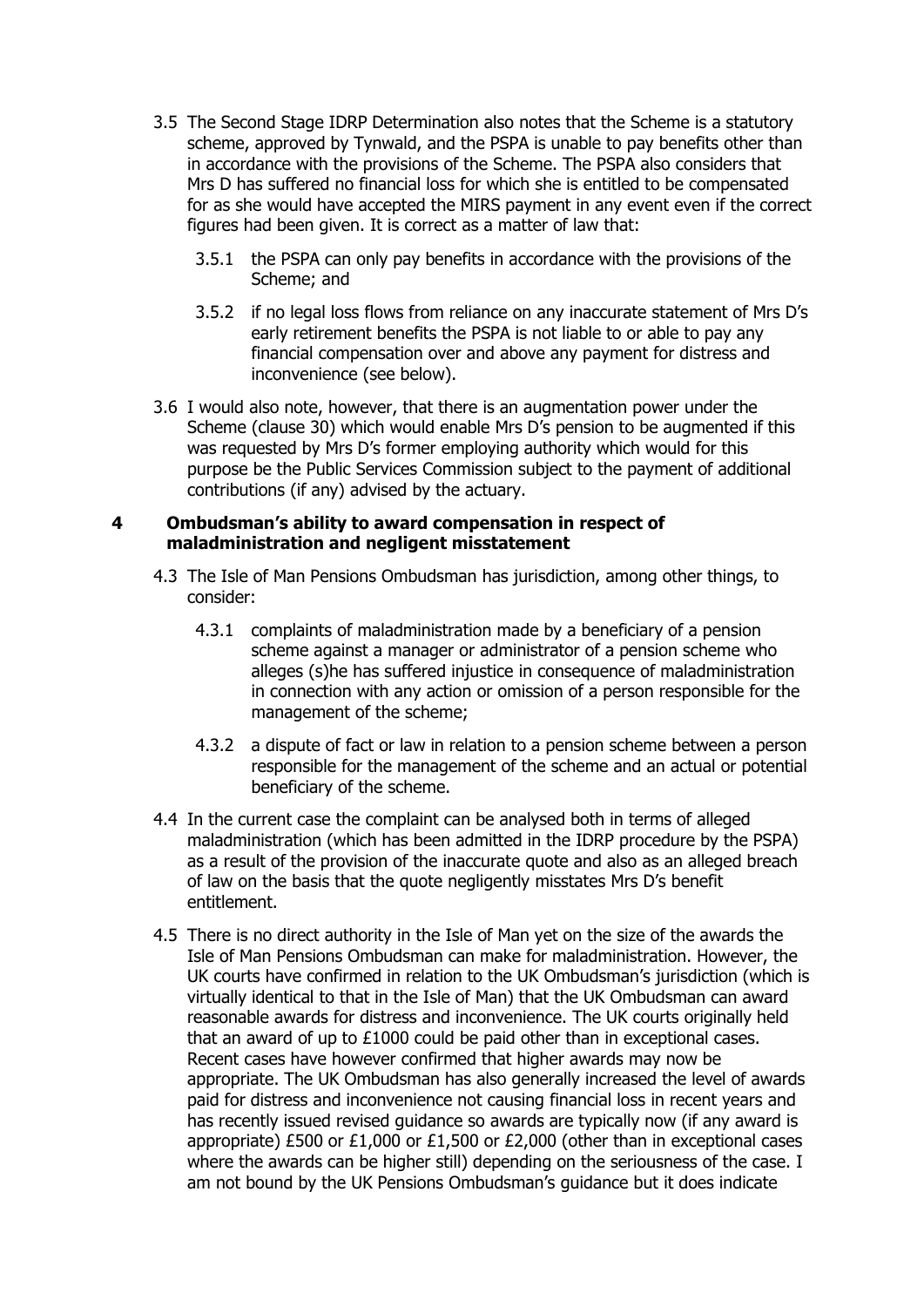3.5 The Second Stage IDRP Determination also notes that the Scheme is a statutory scheme, approved by Tynwald, and the PSPA is unable to pay benefits other than in accordance with the provisions of the Scheme. The PSPA also considers that Mrs D has suffered no financial loss for which she is entitled to be compensated for as she would have accepted the MIRS payment in any event even if the correct figures had been given. It is correct as a matter of law that:

3.5.1 the PSPA can only pay benefits in accordance with the provisions of the Scheme; and

3.5.2 if no legal loss flows from reliance on any inaccurate statement of Mrs D's early retirement benefits the PSPA is not liable to or able to pay any financial compensation over and above any payment for distress and inconvenience (see below).

3.6 I would also note, however, that there is an augmentation power under the Scheme (clause 30) which would enable Mrs D's pension to be augmented if this was requested by Mrs D's former employing authority which would for this purpose be the Public Services Commission subject to the payment of additional contributions (if any) advised by the actuary.

## 4 Ombudsman's ability to award compensation in respect of maladministration and negligent misstatement

4.3 The Isle of Man Pensions Ombudsman has jurisdiction, among other things, to consider:

4.3.1 complaints of maladministration made by a beneficiary of a pension scheme against a manager or administrator of a pension scheme who alleges (s)he has suffered injustice in consequence of maladministration in connection with any action or omission of a person responsible for the management of the scheme;

4.3.2 a dispute of fact or law in relation to a pension scheme between a person responsible for the management of the scheme and an actual or potential beneficiary of the scheme.

4.4 In the current case the complaint can be analysed both in terms of alleged maladministration (which has been admitted in the IDRP procedure by the PSPA) as a result of the provision of the inaccurate quote and also as an alleged breach of law on the basis that the quote negligently misstates Mrs D's benefit entitlement.

4.5 There is no direct authority in the Isle of Man yet on the size of the awards the Isle of Man Pensions Ombudsman can make for maladministration. However, the UK courts have confirmed in relation to the UK Ombudsman's jurisdiction (which is virtually identical to that in the Isle of Man) that the UK Ombudsman can award reasonable awards for distress and inconvenience. The UK courts originally held that an award of up to £1000 could be paid other than in exceptional cases. Recent cases have however confirmed that higher awards may now be appropriate. The UK Ombudsman has also generally increased the level of awards paid for distress and inconvenience not causing financial loss in recent years and has recently issued revised guidance so awards are typically now (if any award is appropriate) £500 or £1,000 or £1,500 or £2,000 (other than in exceptional cases where the awards can be higher still) depending on the seriousness of the case. I am not bound by the UK Pensions Ombudsman's guidance but it does indicate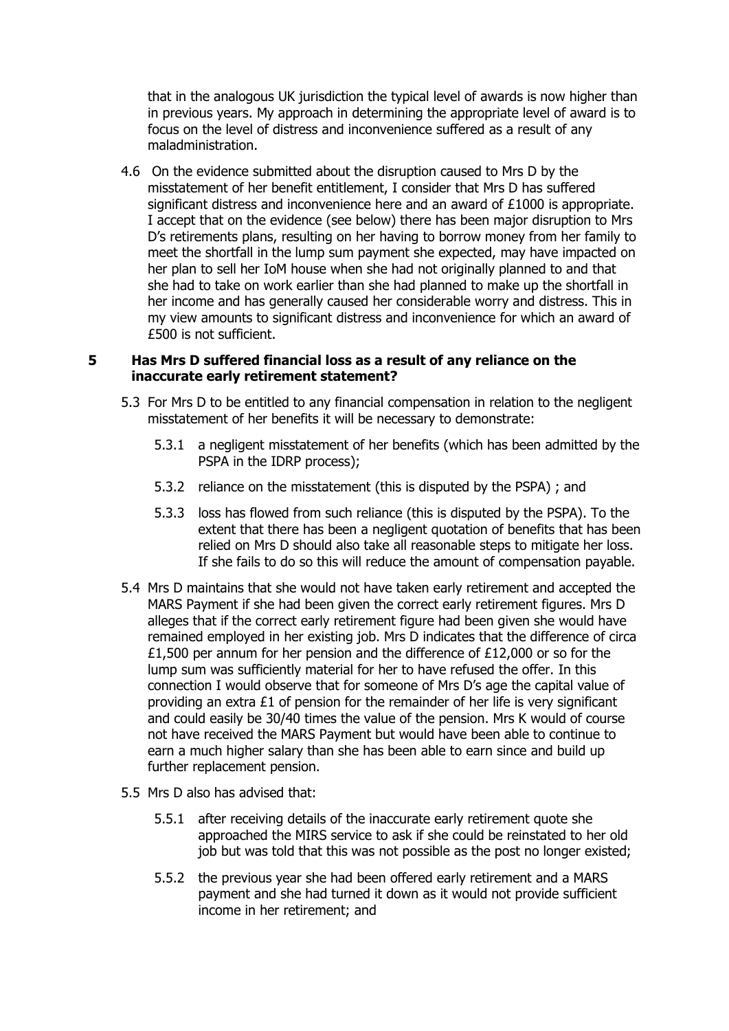that in the analogous UK jurisdiction the typical level of awards is now higher than in previous years. My approach in determining the appropriate level of award is to focus on the level of distress and inconvenience suffered as a result of any maladministration.

4.6 On the evidence submitted about the disruption caused to Mrs D by the misstatement of her benefit entitlement, I consider that Mrs D has suffered significant distress and inconvenience here and an award of £1000 is appropriate. I accept that on the evidence (see below) there has been major disruption to Mrs D's retirements plans, resulting on her having to borrow money from her family to meet the shortfall in the lump sum payment she expected, may have impacted on her plan to sell her IoM house when she had not originally planned to and that she had to take on work earlier than she had planned to make up the shortfall in her income and has generally caused her considerable worry and distress. This in my view amounts to significant distress and inconvenience for which an award of £500 is not sufficient.

## 5 Has Mrs D suffered financial loss as a result of any reliance on the inaccurate early retirement statement?

5.3 For Mrs D to be entitled to any financial compensation in relation to the negligent misstatement of her benefits it will be necessary to demonstrate:

5.3.1 a negligent misstatement of her benefits (which has been admitted by the PSPA in the IDRP process);

5.3.2 reliance on the misstatement (this is disputed by the PSPA) ; and

5.3.3 loss has flowed from such reliance (this is disputed by the PSPA). To the extent that there has been a negligent quotation of benefits that has been relied on Mrs D should also take all reasonable steps to mitigate her loss. If she fails to do so this will reduce the amount of compensation payable.

5.4 Mrs D maintains that she would not have taken early retirement and accepted the MARS Payment if she had been given the correct early retirement figures. Mrs D alleges that if the correct early retirement figure had been given she would have remained employed in her existing job. Mrs D indicates that the difference of circa £1,500 per annum for her pension and the difference of £12,000 or so for the lump sum was sufficiently material for her to have refused the offer. In this connection I would observe that for someone of Mrs D's age the capital value of providing an extra £1 of pension for the remainder of her life is very significant and could easily be 30/40 times the value of the pension. Mrs K would of course not have received the MARS Payment but would have been able to continue to earn a much higher salary than she has been able to earn since and build up further replacement pension.

5.5 Mrs D also has advised that:

5.5.1 after receiving details of the inaccurate early retirement quote she approached the MIRS service to ask if she could be reinstated to her old job but was told that this was not possible as the post no longer existed;

5.5.2 the previous year she had been offered early retirement and a MARS payment and she had turned it down as it would not provide sufficient income in her retirement; and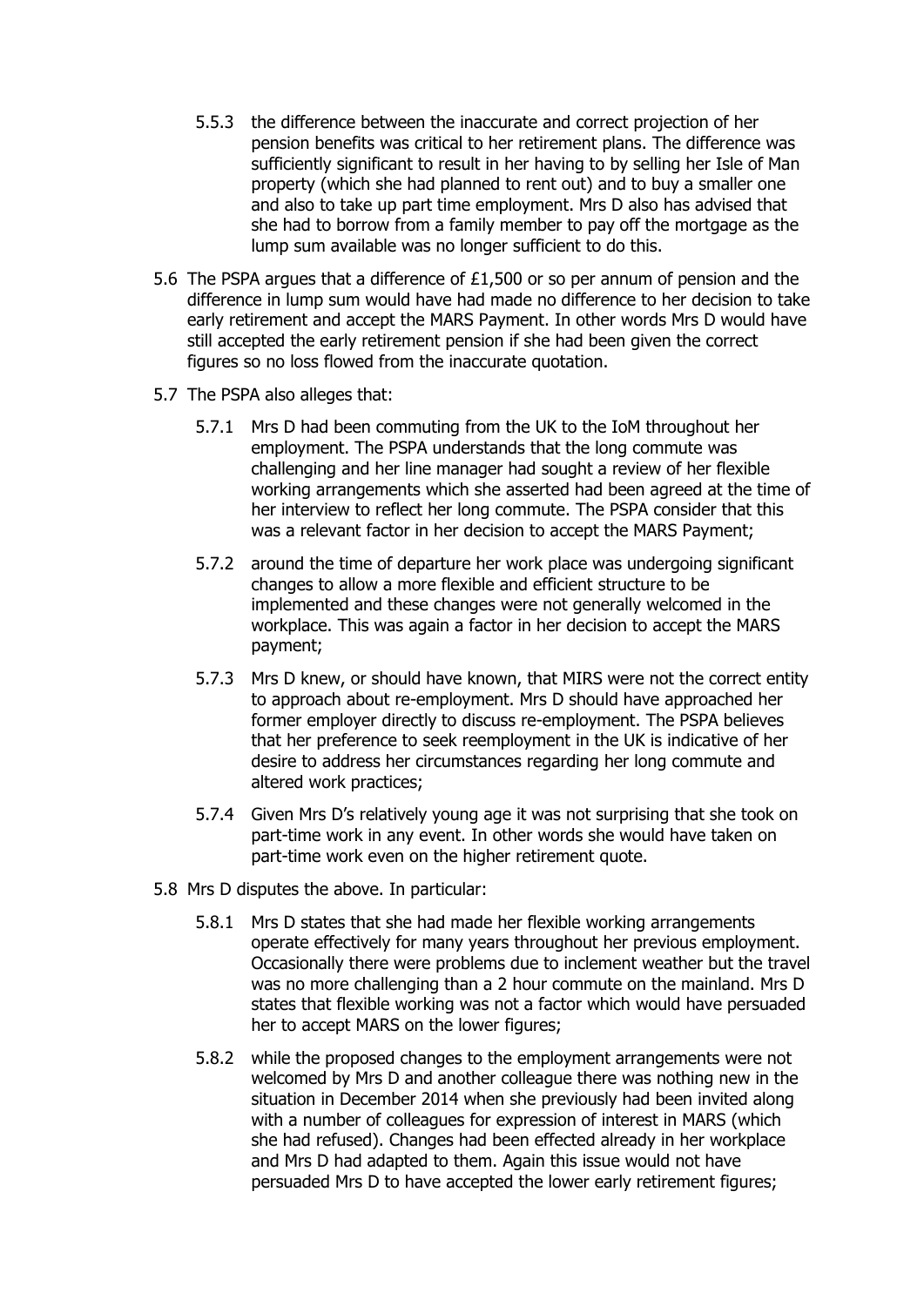5.5.3 the difference between the inaccurate and correct projection of her pension benefits was critical to her retirement plans. The difference was sufficiently significant to result in her having to by selling her Isle of Man property (which she had planned to rent out) and to buy a smaller one and also to take up part time employment. Mrs D also has advised that she had to borrow from a family member to pay off the mortgage as the lump sum available was no longer sufficient to do this.

5.6 The PSPA argues that a difference of £1,500 or so per annum of pension and the difference in lump sum would have had made no difference to her decision to take early retirement and accept the MARS Payment. In other words Mrs D would have still accepted the early retirement pension if she had been given the correct figures so no loss flowed from the inaccurate quotation.

5.7 The PSPA also alleges that:

5.7.1 Mrs D had been commuting from the UK to the IoM throughout her employment. The PSPA understands that the long commute was challenging and her line manager had sought a review of her flexible working arrangements which she asserted had been agreed at the time of her interview to reflect her long commute. The PSPA consider that this was a relevant factor in her decision to accept the MARS Payment;

5.7.2 around the time of departure her work place was undergoing significant changes to allow a more flexible and efficient structure to be implemented and these changes were not generally welcomed in the workplace. This was again a factor in her decision to accept the MARS payment;

5.7.3 Mrs D knew, or should have known, that MIRS were not the correct entity to approach about re-employment. Mrs D should have approached her former employer directly to discuss re-employment. The PSPA believes that her preference to seek reemployment in the UK is indicative of her desire to address her circumstances regarding her long commute and altered work practices;

5.7.4 Given Mrs D's relatively young age it was not surprising that she took on part-time work in any event. In other words she would have taken on part-time work even on the higher retirement quote.

5.8 Mrs D disputes the above. In particular:

5.8.1 Mrs D states that she had made her flexible working arrangements operate effectively for many years throughout her previous employment. Occasionally there were problems due to inclement weather but the travel was no more challenging than a 2 hour commute on the mainland. Mrs D states that flexible working was not a factor which would have persuaded her to accept MARS on the lower figures;

5.8.2 while the proposed changes to the employment arrangements were not welcomed by Mrs D and another colleague there was nothing new in the situation in December 2014 when she previously had been invited along with a number of colleagues for expression of interest in MARS (which she had refused). Changes had been effected already in her workplace and Mrs D had adapted to them. Again this issue would not have persuaded Mrs D to have accepted the lower early retirement figures;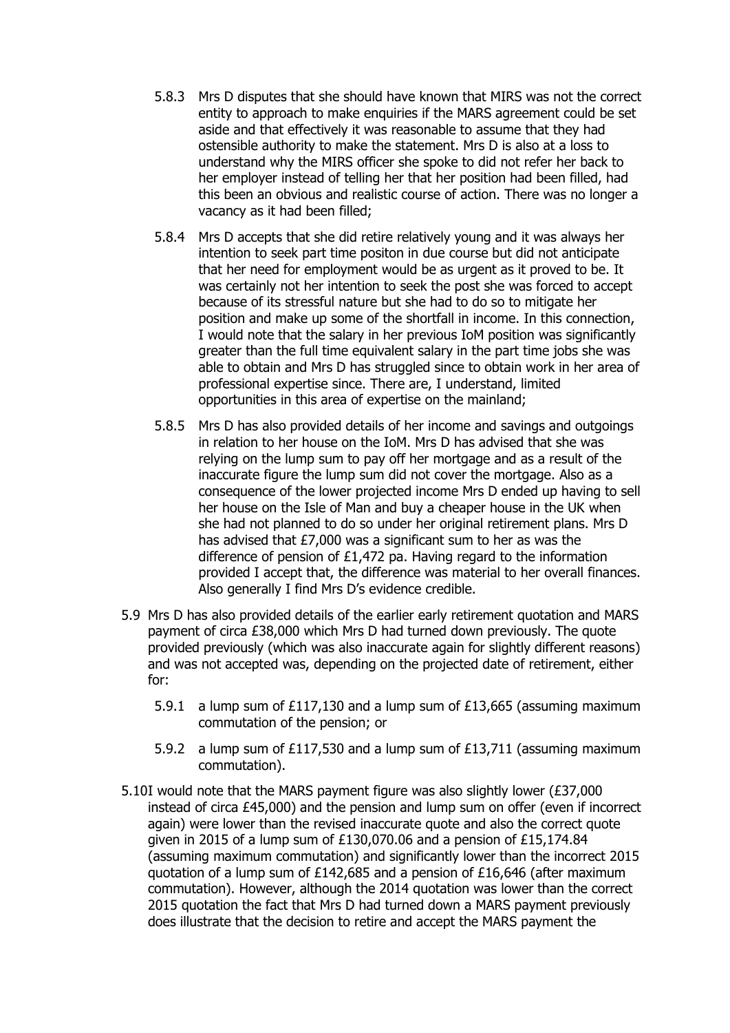5.8.3 Mrs D disputes that she should have known that MIRS was not the correct entity to approach to make enquiries if the MARS agreement could be set aside and that effectively it was reasonable to assume that they had ostensible authority to make the statement. Mrs D is also at a loss to understand why the MIRS officer she spoke to did not refer her back to her employer instead of telling her that her position had been filled, had this been an obvious and realistic course of action. There was no longer a vacancy as it had been filled;

5.8.4 Mrs D accepts that she did retire relatively young and it was always her intention to seek part time positon in due course but did not anticipate that her need for employment would be as urgent as it proved to be. It was certainly not her intention to seek the post she was forced to accept because of its stressful nature but she had to do so to mitigate her position and make up some of the shortfall in income. In this connection, I would note that the salary in her previous IoM position was significantly greater than the full time equivalent salary in the part time jobs she was able to obtain and Mrs D has struggled since to obtain work in her area of professional expertise since. There are, I understand, limited opportunities in this area of expertise on the mainland;

5.8.5 Mrs D has also provided details of her income and savings and outgoings in relation to her house on the IoM. Mrs D has advised that she was relying on the lump sum to pay off her mortgage and as a result of the inaccurate figure the lump sum did not cover the mortgage. Also as a consequence of the lower projected income Mrs D ended up having to sell her house on the Isle of Man and buy a cheaper house in the UK when she had not planned to do so under her original retirement plans. Mrs D has advised that £7,000 was a significant sum to her as was the difference of pension of £1,472 pa. Having regard to the information provided I accept that, the difference was material to her overall finances. Also generally I find Mrs D's evidence credible.

5.9 Mrs D has also provided details of the earlier early retirement quotation and MARS payment of circa £38,000 which Mrs D had turned down previously. The quote provided previously (which was also inaccurate again for slightly different reasons) and was not accepted was, depending on the projected date of retirement, either for:

5.9.1 a lump sum of £117,130 and a lump sum of £13,665 (assuming maximum commutation of the pension; or

5.9.2 a lump sum of £117,530 and a lump sum of £13,711 (assuming maximum commutation).

5.10 I would note that the MARS payment figure was also slightly lower (£37,000 instead of circa £45,000) and the pension and lump sum on offer (even if incorrect again) were lower than the revised inaccurate quote and also the correct quote given in 2015 of a lump sum of £130,070.06 and a pension of £15,174.84 (assuming maximum commutation) and significantly lower than the incorrect 2015 quotation of a lump sum of £142,685 and a pension of £16,646 (after maximum commutation). However, although the 2014 quotation was lower than the correct 2015 quotation the fact that Mrs D had turned down a MARS payment previously does illustrate that the decision to retire and accept the MARS payment the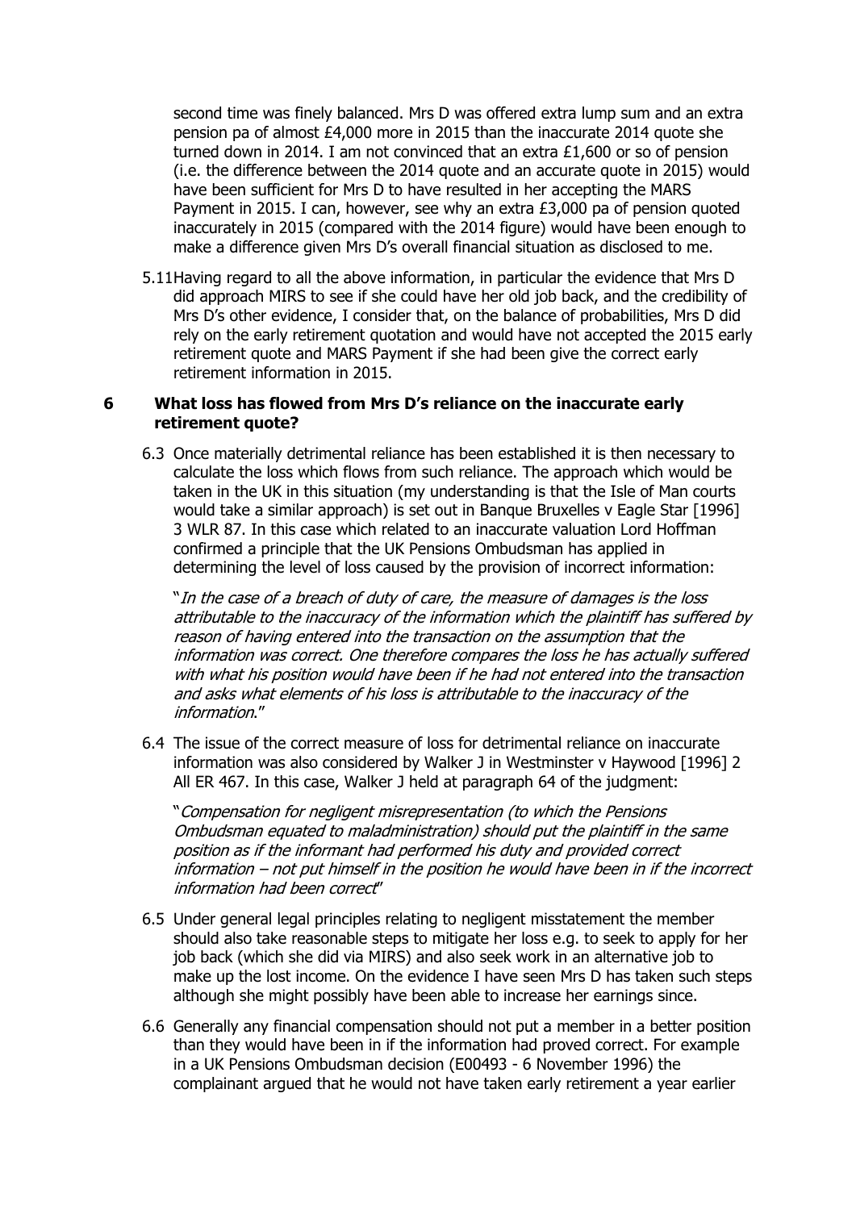second time was finely balanced. Mrs D was offered extra lump sum and an extra pension pa of almost £4,000 more in 2015 than the inaccurate 2014 quote she turned down in 2014. I am not convinced that an extra £1,600 or so of pension (i.e. the difference between the 2014 quote and an accurate quote in 2015) would have been sufficient for Mrs D to have resulted in her accepting the MARS Payment in 2015. I can, however, see why an extra £3,000 pa of pension quoted inaccurately in 2015 (compared with the 2014 figure) would have been enough to make a difference given Mrs D's overall financial situation as disclosed to me.

5.11 Having regard to all the above information, in particular the evidence that Mrs D did approach MIRS to see if she could have her old job back, and the credibility of Mrs D's other evidence, I consider that, on the balance of probabilities, Mrs D did rely on the early retirement quotation and would have not accepted the 2015 early retirement quote and MARS Payment if she had been give the correct early retirement information in 2015.

## 6 What loss has flowed from Mrs D's reliance on the inaccurate early retirement quote?

6.3 Once materially detrimental reliance has been established it is then necessary to calculate the loss which flows from such reliance. The approach which would be taken in the UK in this situation (my understanding is that the Isle of Man courts would take a similar approach) is set out in Banque Bruxelles v Eagle Star [1996] 3 WLR 87. In this case which related to an inaccurate valuation Lord Hoffman confirmed a principle that the UK Pensions Ombudsman has applied in determining the level of loss caused by the provision of incorrect information:

"*In the case of a breach of duty of care, the measure of damages is the loss attributable to the inaccuracy of the information which the plaintiff has suffered by reason of having entered into the transaction on the assumption that the information was correct. One therefore compares the loss he has actually suffered with what his position would have been if he had not entered into the transaction and asks what elements of his loss is attributable to the inaccuracy of the information*."

6.4 The issue of the correct measure of loss for detrimental reliance on inaccurate information was also considered by Walker J in Westminster v Haywood [1996] 2 All ER 467. In this case, Walker J held at paragraph 64 of the judgment:

"*Compensation for negligent misrepresentation (to which the Pensions Ombudsman equated to maladministration) should put the plaintiff in the same position as if the informant had performed his duty and provided correct information – not put himself in the position he would have been in if the incorrect information had been correct*"

6.5 Under general legal principles relating to negligent misstatement the member should also take reasonable steps to mitigate her loss e.g. to seek to apply for her job back (which she did via MIRS) and also seek work in an alternative job to make up the lost income. On the evidence I have seen Mrs D has taken such steps although she might possibly have been able to increase her earnings since.

6.6 Generally any financial compensation should not put a member in a better position than they would have been in if the information had proved correct. For example in a UK Pensions Ombudsman decision (E00493 - 6 November 1996) the complainant argued that he would not have taken early retirement a year earlier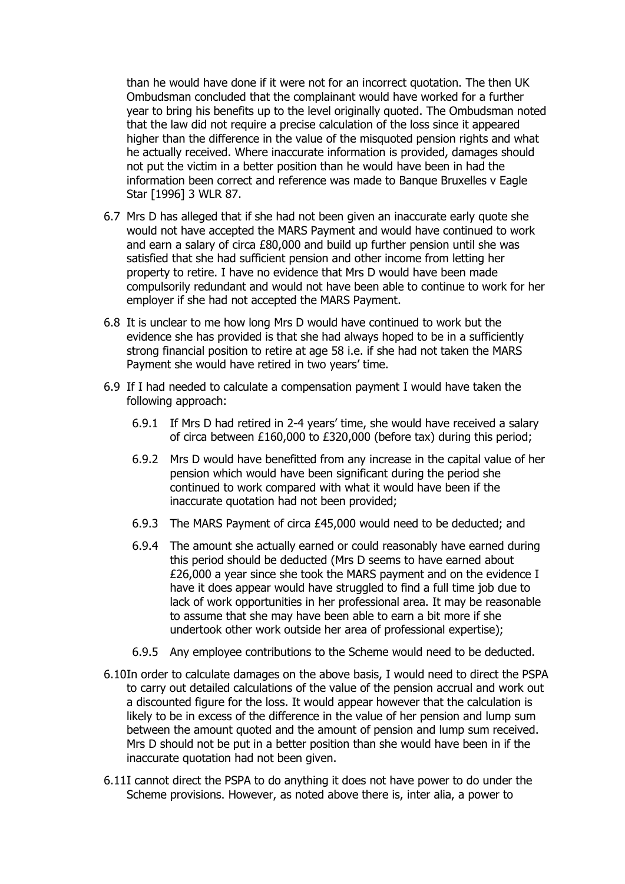than he would have done if it were not for an incorrect quotation. The then UK Ombudsman concluded that the complainant would have worked for a further year to bring his benefits up to the level originally quoted. The Ombudsman noted that the law did not require a precise calculation of the loss since it appeared higher than the difference in the value of the misquoted pension rights and what he actually received. Where inaccurate information is provided, damages should not put the victim in a better position than he would have been in had the information been correct and reference was made to Banque Bruxelles v Eagle Star [1996] 3 WLR 87.

6.7 Mrs D has alleged that if she had not been given an inaccurate early quote she would not have accepted the MARS Payment and would have continued to work and earn a salary of circa £80,000 and build up further pension until she was satisfied that she had sufficient pension and other income from letting her property to retire. I have no evidence that Mrs D would have been made compulsorily redundant and would not have been able to continue to work for her employer if she had not accepted the MARS Payment.

6.8 It is unclear to me how long Mrs D would have continued to work but the evidence she has provided is that she had always hoped to be in a sufficiently strong financial position to retire at age 58 i.e. if she had not taken the MARS Payment she would have retired in two years' time.

6.9 If I had needed to calculate a compensation payment I would have taken the following approach:

- 6.9.1 If Mrs D had retired in 2-4 years' time, she would have received a salary of circa between £160,000 to £320,000 (before tax) during this period;
- 6.9.2 Mrs D would have benefitted from any increase in the capital value of her pension which would have been significant during the period she continued to work compared with what it would have been if the inaccurate quotation had not been provided;
- 6.9.3 The MARS Payment of circa £45,000 would need to be deducted; and
- 6.9.4 The amount she actually earned or could reasonably have earned during this period should be deducted (Mrs D seems to have earned about £26,000 a year since she took the MARS payment and on the evidence I have it does appear would have struggled to find a full time job due to lack of work opportunities in her professional area. It may be reasonable to assume that she may have been able to earn a bit more if she undertook other work outside her area of professional expertise);
- 6.9.5 Any employee contributions to the Scheme would need to be deducted.

6.10 In order to calculate damages on the above basis, I would need to direct the PSPA to carry out detailed calculations of the value of the pension accrual and work out a discounted figure for the loss. It would appear however that the calculation is likely to be in excess of the difference in the value of her pension and lump sum between the amount quoted and the amount of pension and lump sum received. Mrs D should not be put in a better position than she would have been in if the inaccurate quotation had not been given.

6.11 I cannot direct the PSPA to do anything it does not have power to do under the Scheme provisions. However, as noted above there is, inter alia, a power to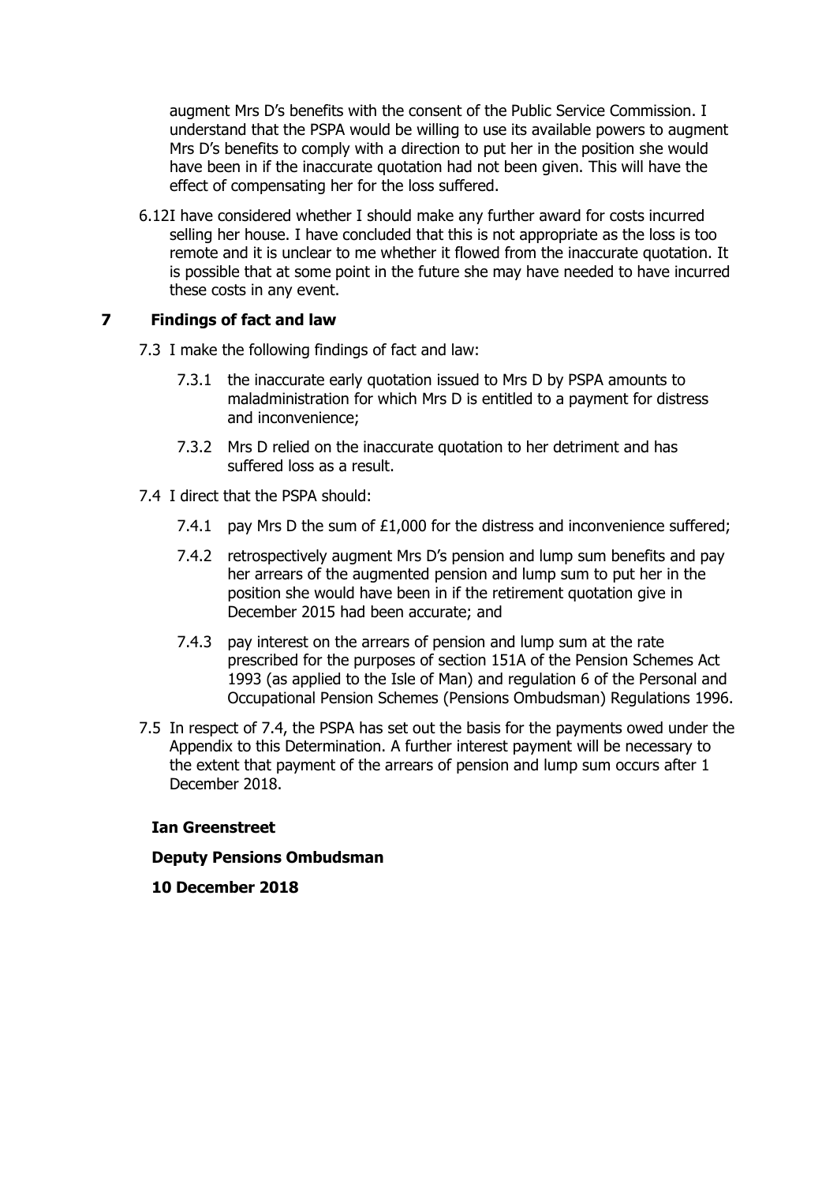augment Mrs D's benefits with the consent of the Public Service Commission. I understand that the PSPA would be willing to use its available powers to augment Mrs D's benefits to comply with a direction to put her in the position she would have been in if the inaccurate quotation had not been given. This will have the effect of compensating her for the loss suffered.

6.12 I have considered whether I should make any further award for costs incurred selling her house. I have concluded that this is not appropriate as the loss is too remote and it is unclear to me whether it flowed from the inaccurate quotation. It is possible that at some point in the future she may have needed to have incurred these costs in any event.

## 7 Findings of fact and law

7.3 I make the following findings of fact and law:

7.3.1 the inaccurate early quotation issued to Mrs D by PSPA amounts to maladministration for which Mrs D is entitled to a payment for distress and inconvenience;

7.3.2 Mrs D relied on the inaccurate quotation to her detriment and has suffered loss as a result.

7.4 I direct that the PSPA should:

7.4.1 pay Mrs D the sum of £1,000 for the distress and inconvenience suffered;

7.4.2 retrospectively augment Mrs D's pension and lump sum benefits and pay her arrears of the augmented pension and lump sum to put her in the position she would have been in if the retirement quotation give in December 2015 had been accurate; and

7.4.3 pay interest on the arrears of pension and lump sum at the rate prescribed for the purposes of section 151A of the Pension Schemes Act 1993 (as applied to the Isle of Man) and regulation 6 of the Personal and Occupational Pension Schemes (Pensions Ombudsman) Regulations 1996.

7.5 In respect of 7.4, the PSPA has set out the basis for the payments owed under the Appendix to this Determination. A further interest payment will be necessary to the extent that payment of the arrears of pension and lump sum occurs after 1 December 2018.

**Ian Greenstreet**

**Deputy Pensions Ombudsman**

**10 December 2018**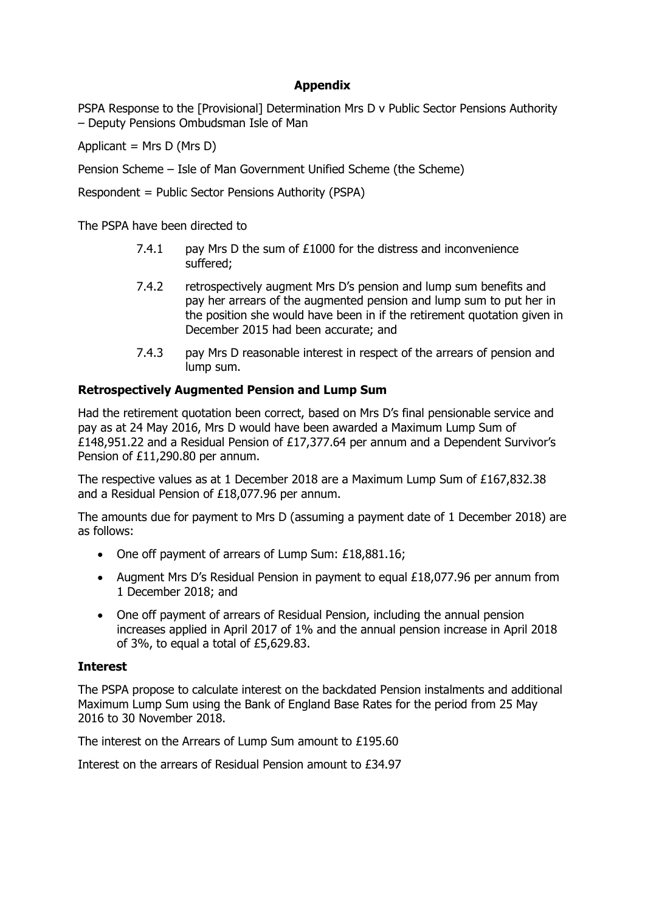## Appendix

PSPA Response to the [Provisional] Determination Mrs D v Public Sector Pensions Authority – Deputy Pensions Ombudsman Isle of Man

Applicant = Mrs D (Mrs D)

Pension Scheme – Isle of Man Government Unified Scheme (the Scheme)

Respondent = Public Sector Pensions Authority (PSPA)

The PSPA have been directed to

> 7.4.1 pay Mrs D the sum of £1000 for the distress and inconvenience suffered;
>
> 7.4.2 retrospectively augment Mrs D's pension and lump sum benefits and pay her arrears of the augmented pension and lump sum to put her in the position she would have been in if the retirement quotation given in December 2015 had been accurate; and
>
> 7.4.3 pay Mrs D reasonable interest in respect of the arrears of pension and lump sum.

**Retrospectively Augmented Pension and Lump Sum**

Had the retirement quotation been correct, based on Mrs D's final pensionable service and pay as at 24 May 2016, Mrs D would have been awarded a Maximum Lump Sum of £148,951.22 and a Residual Pension of £17,377.64 per annum and a Dependent Survivor's Pension of £11,290.80 per annum.

The respective values as at 1 December 2018 are a Maximum Lump Sum of £167,832.38 and a Residual Pension of £18,077.96 per annum.

The amounts due for payment to Mrs D (assuming a payment date of 1 December 2018) are as follows:

- One off payment of arrears of Lump Sum: £18,881.16;
- Augment Mrs D's Residual Pension in payment to equal £18,077.96 per annum from 1 December 2018; and
- One off payment of arrears of Residual Pension, including the annual pension increases applied in April 2017 of 1% and the annual pension increase in April 2018 of 3%, to equal a total of £5,629.83.

**Interest**

The PSPA propose to calculate interest on the backdated Pension instalments and additional Maximum Lump Sum using the Bank of England Base Rates for the period from 25 May 2016 to 30 November 2018.

The interest on the Arrears of Lump Sum amount to £195.60

Interest on the arrears of Residual Pension amount to £34.97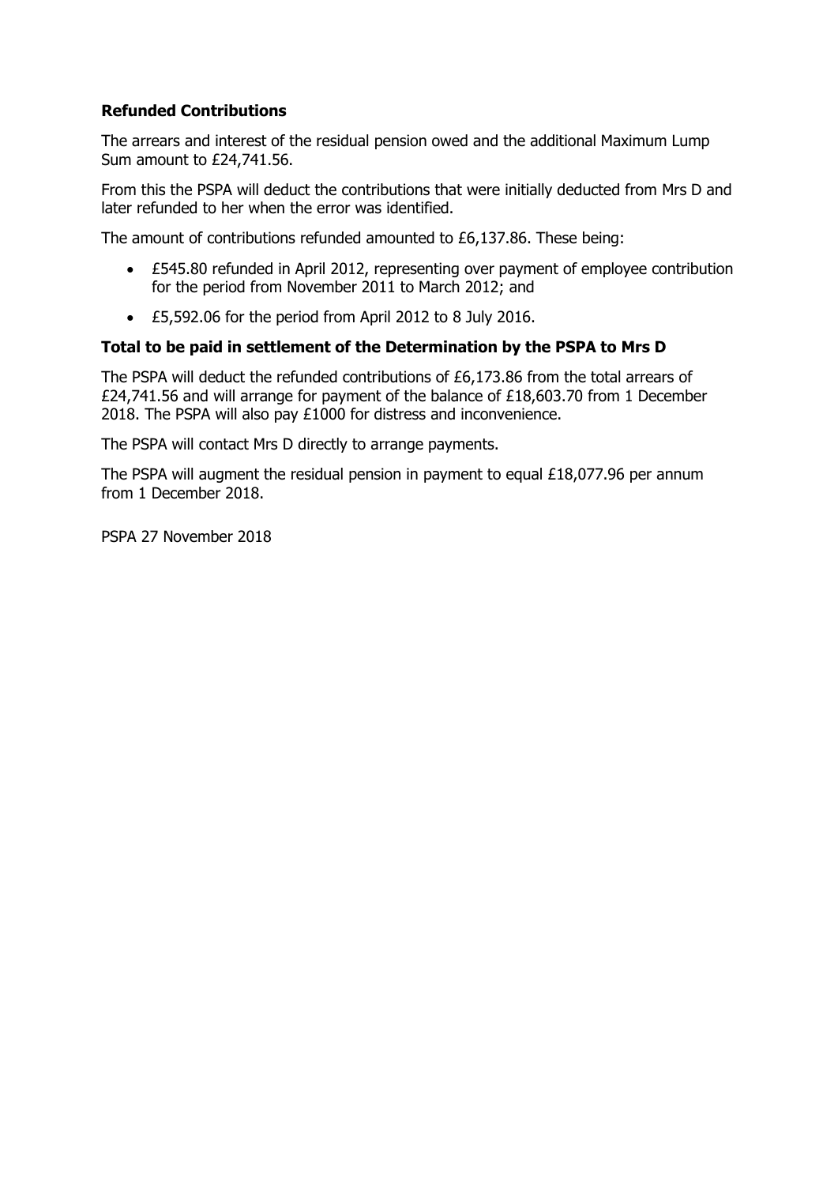**Refunded Contributions**

The arrears and interest of the residual pension owed and the additional Maximum Lump Sum amount to £24,741.56.

From this the PSPA will deduct the contributions that were initially deducted from Mrs D and later refunded to her when the error was identified.

The amount of contributions refunded amounted to £6,137.86. These being:

- £545.80 refunded in April 2012, representing over payment of employee contribution for the period from November 2011 to March 2012; and
- £5,592.06 for the period from April 2012 to 8 July 2016.

**Total to be paid in settlement of the Determination by the PSPA to Mrs D**

The PSPA will deduct the refunded contributions of £6,173.86 from the total arrears of £24,741.56 and will arrange for payment of the balance of £18,603.70 from 1 December 2018. The PSPA will also pay £1000 for distress and inconvenience.

The PSPA will contact Mrs D directly to arrange payments.

The PSPA will augment the residual pension in payment to equal £18,077.96 per annum from 1 December 2018.

PSPA 27 November 2018